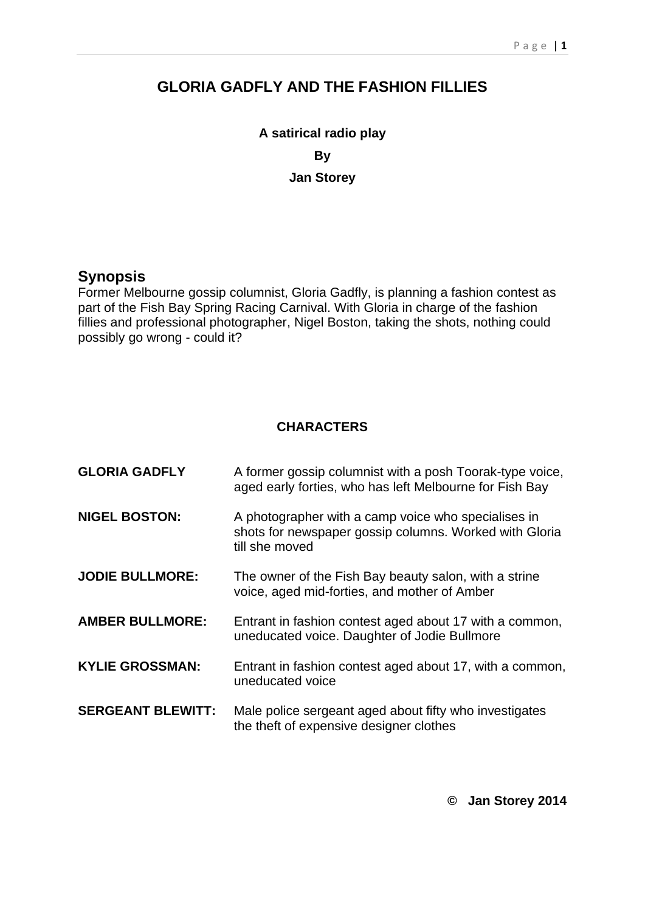# GLORIA GADFLY AND THE FASHION FILLIES

**A satirical radio play**

**By**

**Jan Storey**

## Synopsis

Former Melbourne gossip columnist, Gloria Gadfly, is planning a fashion contest as part of the Fish Bay Spring Racing Carnival. With Gloria in charge of the fashion fillies and professional photographer, Nigel Boston, taking the shots, nothing could possibly go wrong - could it?

### CHARACTERS

| | |
|---|---|
| **GLORIA GADFLY** | A former gossip columnist with a posh Toorak-type voice, aged early forties, who has left Melbourne for Fish Bay |
| **NIGEL BOSTON:** | A photographer with a camp voice who specialises in shots for newspaper gossip columns. Worked with Gloria till she moved |
| **JODIE BULLMORE:** | The owner of the Fish Bay beauty salon, with a strine voice, aged mid-forties, and mother of Amber |
| **AMBER BULLMORE:** | Entrant in fashion contest aged about 17 with a common, uneducated voice. Daughter of Jodie Bullmore |
| **KYLIE GROSSMAN:** | Entrant in fashion contest aged about 17, with a common, uneducated voice |
| **SERGEANT BLEWITT:** | Male police sergeant aged about fifty who investigates the theft of expensive designer clothes |

**© Jan Storey 2014**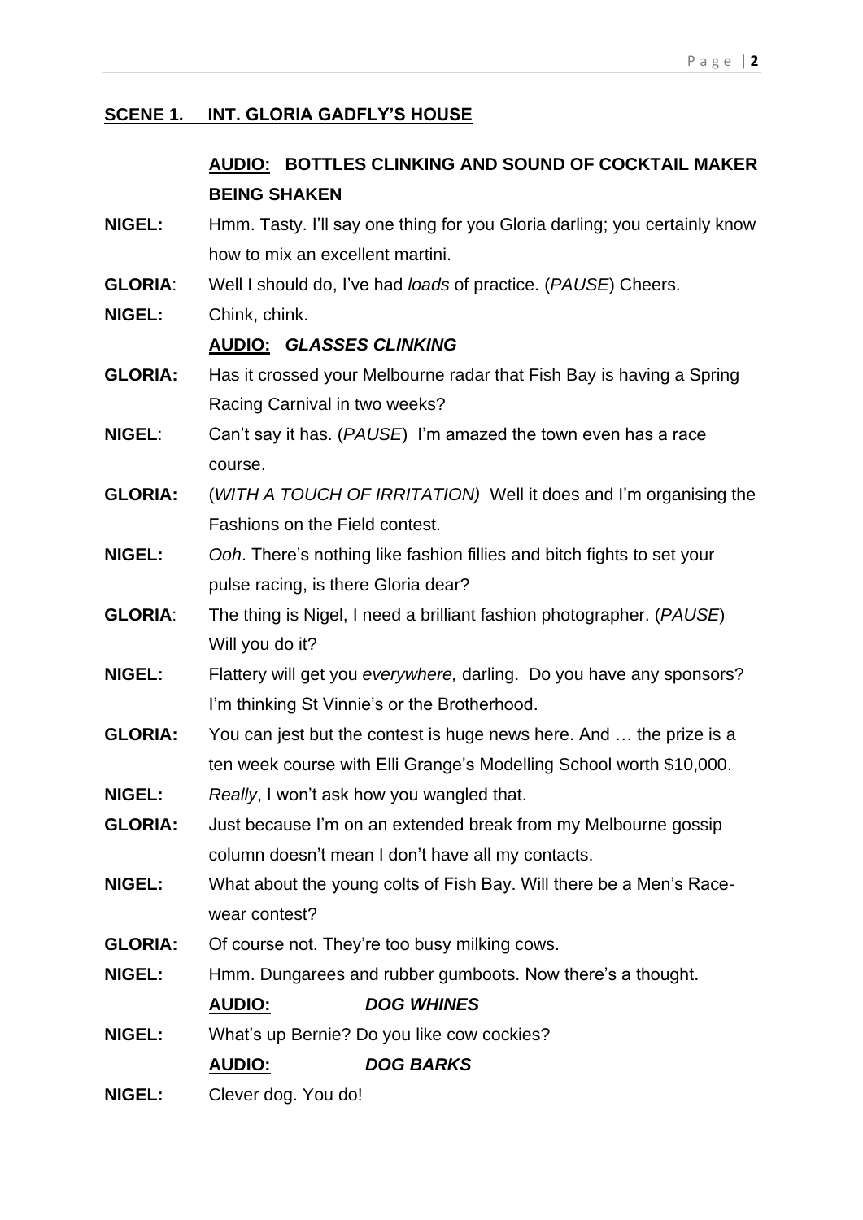## SCENE 1. INT. GLORIA GADFLY'S HOUSE

**AUDIO: BOTTLES CLINKING AND SOUND OF COCKTAIL MAKER BEING SHAKEN**

**NIGEL:** Hmm. Tasty. I'll say one thing for you Gloria darling; you certainly know how to mix an excellent martini.

**GLORIA**: Well I should do, I've had *loads* of practice. (*PAUSE*) Cheers.

**NIGEL:** Chink, chink.

**AUDIO:** ***GLASSES CLINKING***

**GLORIA:** Has it crossed your Melbourne radar that Fish Bay is having a Spring Racing Carnival in two weeks?

**NIGEL**: Can't say it has. (*PAUSE*) I'm amazed the town even has a race course.

**GLORIA:** (*WITH A TOUCH OF IRRITATION)* Well it does and I'm organising the Fashions on the Field contest.

**NIGEL:** *Ooh*. There's nothing like fashion fillies and bitch fights to set your pulse racing, is there Gloria dear?

**GLORIA**: The thing is Nigel, I need a brilliant fashion photographer. (*PAUSE*) Will you do it?

**NIGEL:** Flattery will get you *everywhere,* darling. Do you have any sponsors? I'm thinking St Vinnie's or the Brotherhood.

**GLORIA:** You can jest but the contest is huge news here. And … the prize is a ten week course with Elli Grange's Modelling School worth $10,000.

**NIGEL:** *Really*, I won't ask how you wangled that.

**GLORIA:** Just because I'm on an extended break from my Melbourne gossip column doesn't mean I don't have all my contacts.

**NIGEL:** What about the young colts of Fish Bay. Will there be a Men's Race-wear contest?

**GLORIA:** Of course not. They're too busy milking cows.

**NIGEL:** Hmm. Dungarees and rubber gumboots. Now there's a thought.

**AUDIO:** ***DOG WHINES***

**NIGEL:** What's up Bernie? Do you like cow cockies?

**AUDIO:** ***DOG BARKS***

**NIGEL:** Clever dog. You do!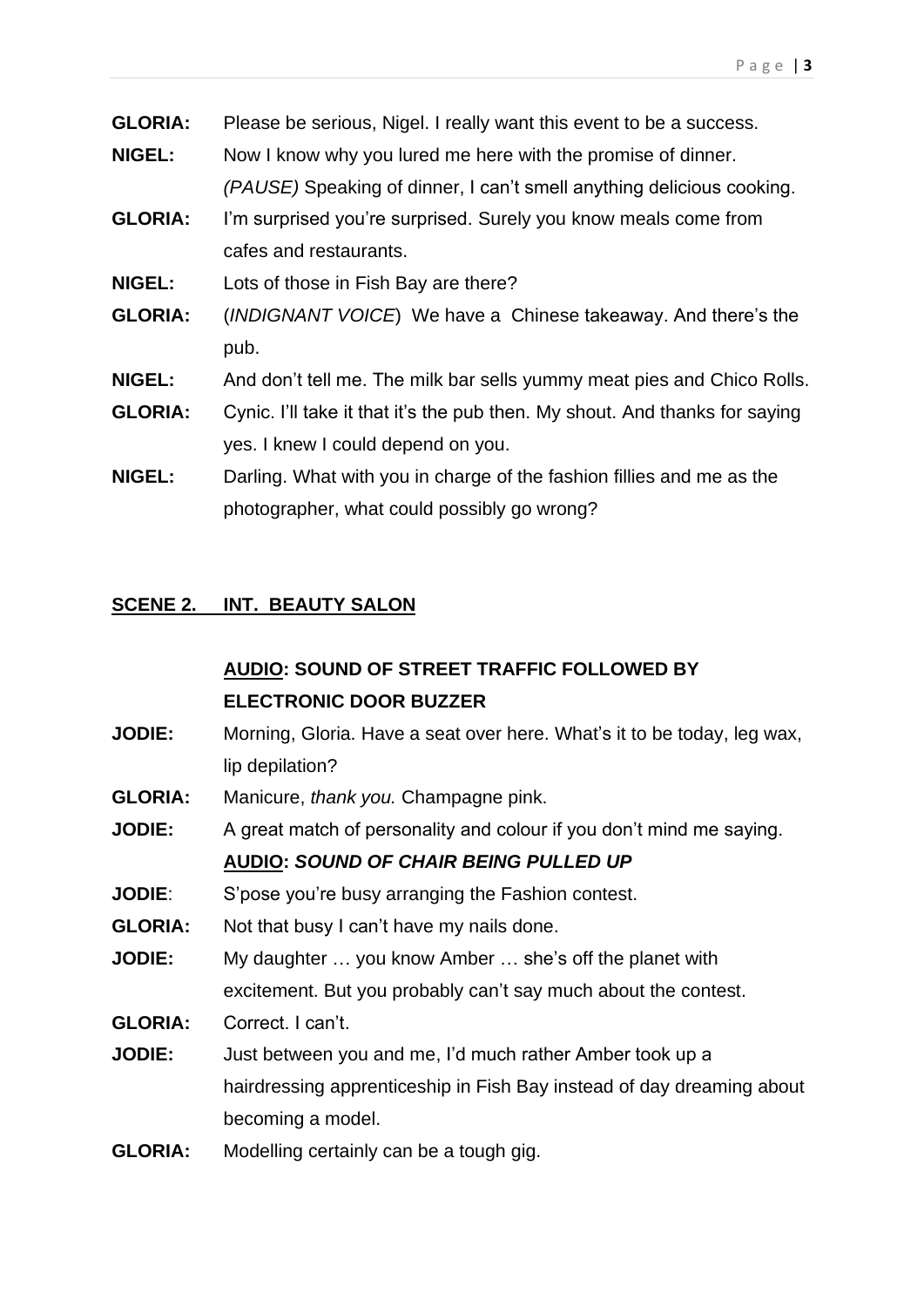**GLORIA:** Please be serious, Nigel. I really want this event to be a success.

**NIGEL:** Now I know why you lured me here with the promise of dinner. *(PAUSE)* Speaking of dinner, I can't smell anything delicious cooking.

**GLORIA:** I'm surprised you're surprised. Surely you know meals come from cafes and restaurants.

**NIGEL:** Lots of those in Fish Bay are there?

**GLORIA:** (*INDIGNANT VOICE*) We have a Chinese takeaway. And there's the pub.

**NIGEL:** And don't tell me. The milk bar sells yummy meat pies and Chico Rolls.

**GLORIA:** Cynic. I'll take it that it's the pub then. My shout. And thanks for saying yes. I knew I could depend on you.

**NIGEL:** Darling. What with you in charge of the fashion fillies and me as the photographer, what could possibly go wrong?

## SCENE 2. INT. BEAUTY SALON

**AUDIO: SOUND OF STREET TRAFFIC FOLLOWED BY ELECTRONIC DOOR BUZZER**

**JODIE:** Morning, Gloria. Have a seat over here. What's it to be today, leg wax, lip depilation?

**GLORIA:** Manicure, *thank you.* Champagne pink.

**JODIE:** A great match of personality and colour if you don't mind me saying.

**AUDIO: *SOUND OF CHAIR BEING PULLED UP***

**JODIE**: S'pose you're busy arranging the Fashion contest.

**GLORIA:** Not that busy I can't have my nails done.

**JODIE:** My daughter … you know Amber … she's off the planet with excitement. But you probably can't say much about the contest.

**GLORIA:** Correct. I can't.

**JODIE:** Just between you and me, I'd much rather Amber took up a hairdressing apprenticeship in Fish Bay instead of day dreaming about becoming a model.

**GLORIA:** Modelling certainly can be a tough gig.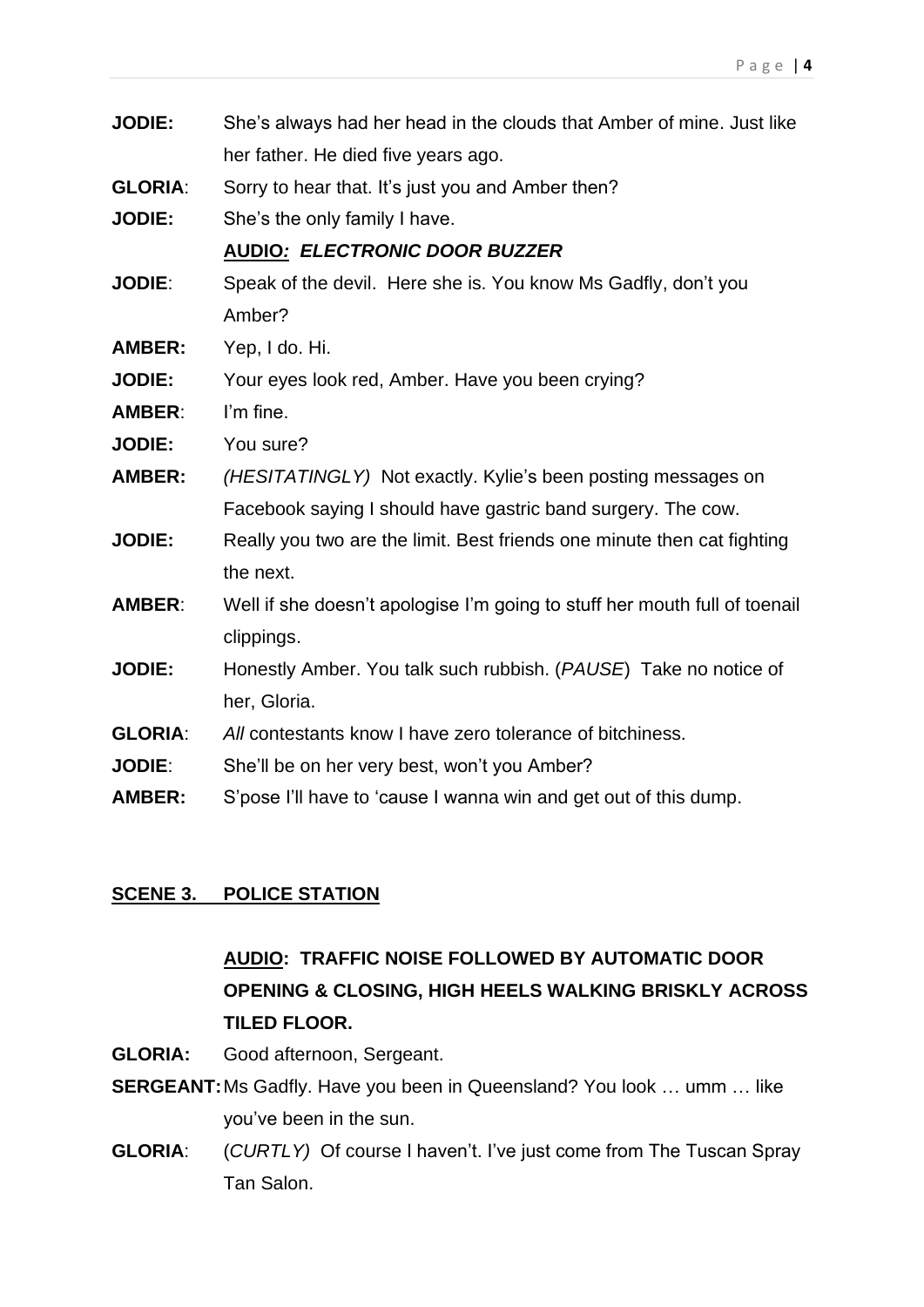**JODIE:** She's always had her head in the clouds that Amber of mine. Just like her father. He died five years ago.

**GLORIA**: Sorry to hear that. It's just you and Amber then?

**JODIE:** She's the only family I have.

**AUDIO*:* *ELECTRONIC DOOR BUZZER***

**JODIE**: Speak of the devil. Here she is. You know Ms Gadfly, don't you Amber?

**AMBER:** Yep, I do. Hi.

**JODIE:** Your eyes look red, Amber. Have you been crying?

**AMBER**: I'm fine.

**JODIE:** You sure?

**AMBER:** *(HESITATINGLY)* Not exactly. Kylie's been posting messages on Facebook saying I should have gastric band surgery. The cow.

**JODIE:** Really you two are the limit. Best friends one minute then cat fighting the next.

**AMBER**: Well if she doesn't apologise I'm going to stuff her mouth full of toenail clippings.

**JODIE:** Honestly Amber. You talk such rubbish. (*PAUSE*) Take no notice of her, Gloria.

**GLORIA**: *All* contestants know I have zero tolerance of bitchiness.

**JODIE**: She'll be on her very best, won't you Amber?

**AMBER:** S'pose I'll have to 'cause I wanna win and get out of this dump.

## SCENE 3. POLICE STATION

**AUDIO: TRAFFIC NOISE FOLLOWED BY AUTOMATIC DOOR OPENING & CLOSING, HIGH HEELS WALKING BRISKLY ACROSS TILED FLOOR.**

**GLORIA:** Good afternoon, Sergeant.

**SERGEANT:** Ms Gadfly. Have you been in Queensland? You look … umm … like you've been in the sun.

**GLORIA**: (*CURTLY)* Of course I haven't. I've just come from The Tuscan Spray Tan Salon.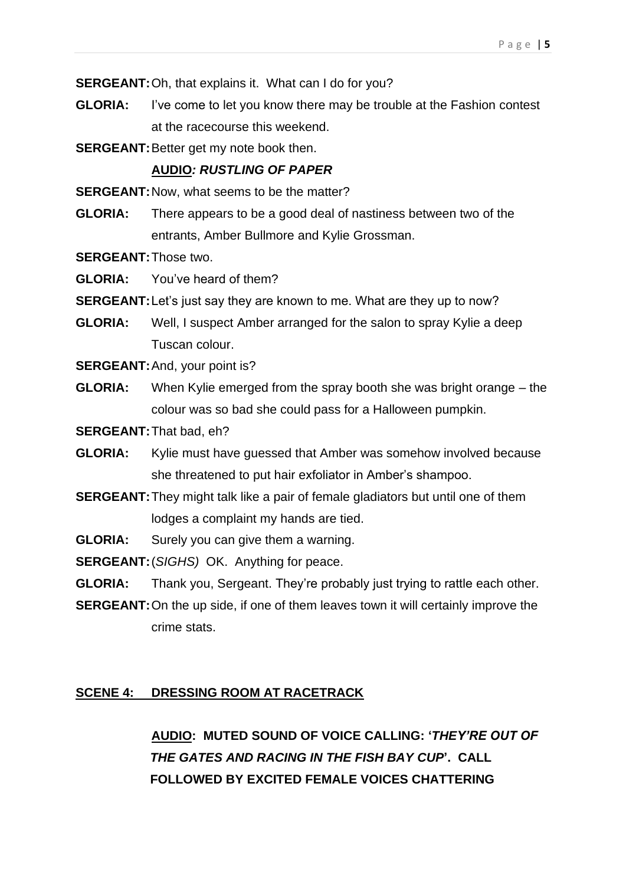**SERGEANT:** Oh, that explains it. What can I do for you?

**GLORIA:** I've come to let you know there may be trouble at the Fashion contest at the racecourse this weekend.

**SERGEANT:** Better get my note book then.

**AUDIO*: RUSTLING OF PAPER***

**SERGEANT:** Now, what seems to be the matter?

**GLORIA:** There appears to be a good deal of nastiness between two of the entrants, Amber Bullmore and Kylie Grossman.

**SERGEANT:** Those two.

**GLORIA:** You've heard of them?

**SERGEANT:** Let's just say they are known to me. What are they up to now?

**GLORIA:** Well, I suspect Amber arranged for the salon to spray Kylie a deep Tuscan colour.

**SERGEANT:** And, your point is?

**GLORIA:** When Kylie emerged from the spray booth she was bright orange – the colour was so bad she could pass for a Halloween pumpkin.

**SERGEANT:** That bad, eh?

**GLORIA:** Kylie must have guessed that Amber was somehow involved because she threatened to put hair exfoliator in Amber's shampoo.

**SERGEANT:** They might talk like a pair of female gladiators but until one of them lodges a complaint my hands are tied.

**GLORIA:** Surely you can give them a warning.

**SERGEANT:** (*SIGHS)* OK. Anything for peace.

**GLORIA:** Thank you, Sergeant. They're probably just trying to rattle each other.

**SERGEANT:** On the up side, if one of them leaves town it will certainly improve the crime stats.

## SCENE 4: DRESSING ROOM AT RACETRACK

**AUDIO: MUTED SOUND OF VOICE CALLING: '*THEY'RE OUT OF THE GATES AND RACING IN THE FISH BAY CUP*'. CALL FOLLOWED BY EXCITED FEMALE VOICES CHATTERING**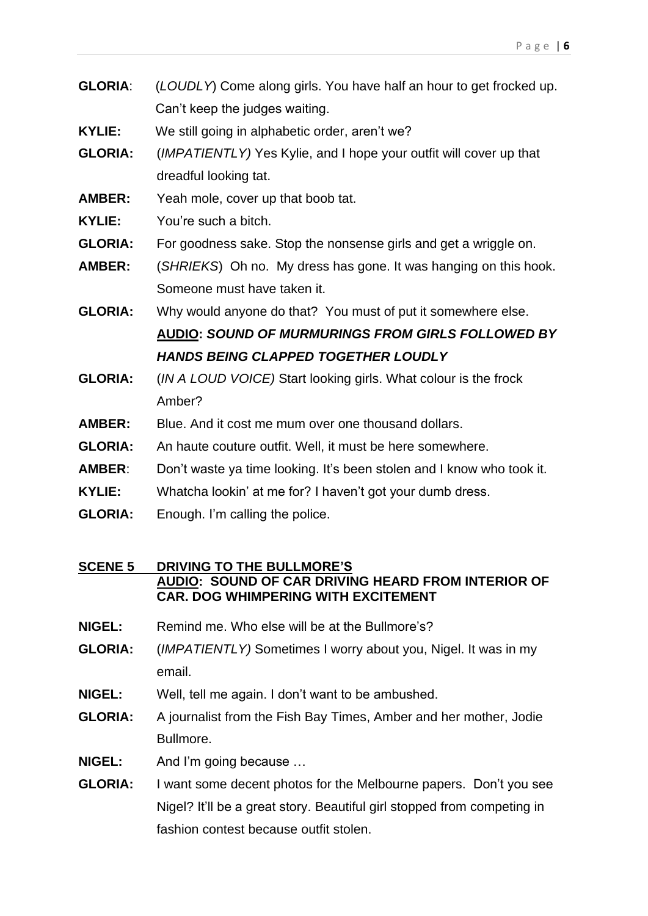**GLORIA**: (*LOUDLY*) Come along girls. You have half an hour to get frocked up. Can't keep the judges waiting.

**KYLIE:** We still going in alphabetic order, aren't we?

**GLORIA:** (*IMPATIENTLY)* Yes Kylie, and I hope your outfit will cover up that dreadful looking tat.

**AMBER:** Yeah mole, cover up that boob tat.

**KYLIE:** You're such a bitch.

**GLORIA:** For goodness sake. Stop the nonsense girls and get a wriggle on.

**AMBER:** (*SHRIEKS*) Oh no. My dress has gone. It was hanging on this hook. Someone must have taken it.

**GLORIA:** Why would anyone do that? You must of put it somewhere else.

***<u>AUDIO</u>: SOUND OF MURMURINGS FROM GIRLS FOLLOWED BY HANDS BEING CLAPPED TOGETHER LOUDLY***

**GLORIA:** (*IN A LOUD VOICE)* Start looking girls. What colour is the frock Amber?

**AMBER:** Blue. And it cost me mum over one thousand dollars.

**GLORIA:** An haute couture outfit. Well, it must be here somewhere.

**AMBER**: Don't waste ya time looking. It's been stolen and I know who took it.

**KYLIE:** Whatcha lookin' at me for? I haven't got your dumb dress.

**GLORIA:** Enough. I'm calling the police.

## <u>SCENE 5 DRIVING TO THE BULLMORE'S</u>

**<u>AUDIO</u>: SOUND OF CAR DRIVING HEARD FROM INTERIOR OF CAR. DOG WHIMPERING WITH EXCITEMENT**

**NIGEL:** Remind me. Who else will be at the Bullmore's?

**GLORIA:** (*IMPATIENTLY)* Sometimes I worry about you, Nigel. It was in my email.

**NIGEL:** Well, tell me again. I don't want to be ambushed.

**GLORIA:** A journalist from the Fish Bay Times, Amber and her mother, Jodie Bullmore.

**NIGEL:** And I'm going because …

**GLORIA:** I want some decent photos for the Melbourne papers. Don't you see Nigel? It'll be a great story. Beautiful girl stopped from competing in fashion contest because outfit stolen.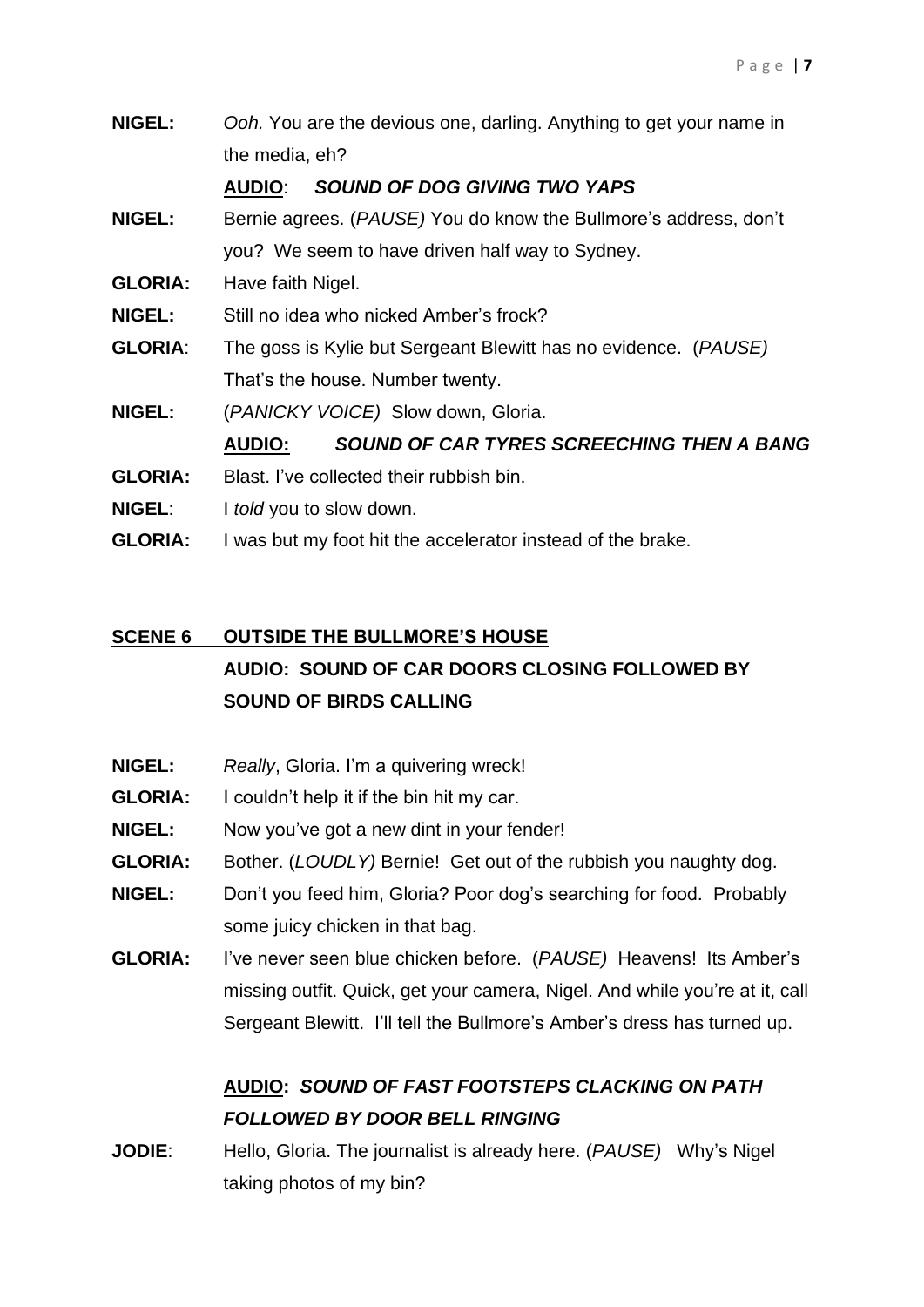**NIGEL:** *Ooh.* You are the devious one, darling. Anything to get your name in the media, eh?

**AUDIO**: ***SOUND OF DOG GIVING TWO YAPS***

**NIGEL:** Bernie agrees. (*PAUSE)* You do know the Bullmore's address, don't you? We seem to have driven half way to Sydney.

**GLORIA:** Have faith Nigel.

**NIGEL:** Still no idea who nicked Amber's frock?

**GLORIA**: The goss is Kylie but Sergeant Blewitt has no evidence. (*PAUSE)* That's the house. Number twenty.

**NIGEL:** (*PANICKY VOICE)* Slow down, Gloria.

**AUDIO:** ***SOUND OF CAR TYRES SCREECHING THEN A BANG***

**GLORIA:** Blast. I've collected their rubbish bin.

**NIGEL**: I *told* you to slow down.

**GLORIA:** I was but my foot hit the accelerator instead of the brake.

## SCENE 6 OUTSIDE THE BULLMORE'S HOUSE

**AUDIO: SOUND OF CAR DOORS CLOSING FOLLOWED BY SOUND OF BIRDS CALLING**

**NIGEL:** *Really*, Gloria. I'm a quivering wreck!

**GLORIA:** I couldn't help it if the bin hit my car.

**NIGEL:** Now you've got a new dint in your fender!

**GLORIA:** Bother. (*LOUDLY)* Bernie! Get out of the rubbish you naughty dog.

**NIGEL:** Don't you feed him, Gloria? Poor dog's searching for food. Probably some juicy chicken in that bag.

**GLORIA:** I've never seen blue chicken before. (*PAUSE)* Heavens! Its Amber's missing outfit. Quick, get your camera, Nigel. And while you're at it, call Sergeant Blewitt. I'll tell the Bullmore's Amber's dress has turned up.

**AUDIO:** ***SOUND OF FAST FOOTSTEPS CLACKING ON PATH FOLLOWED BY DOOR BELL RINGING***

**JODIE**: Hello, Gloria. The journalist is already here. (*PAUSE)* Why's Nigel taking photos of my bin?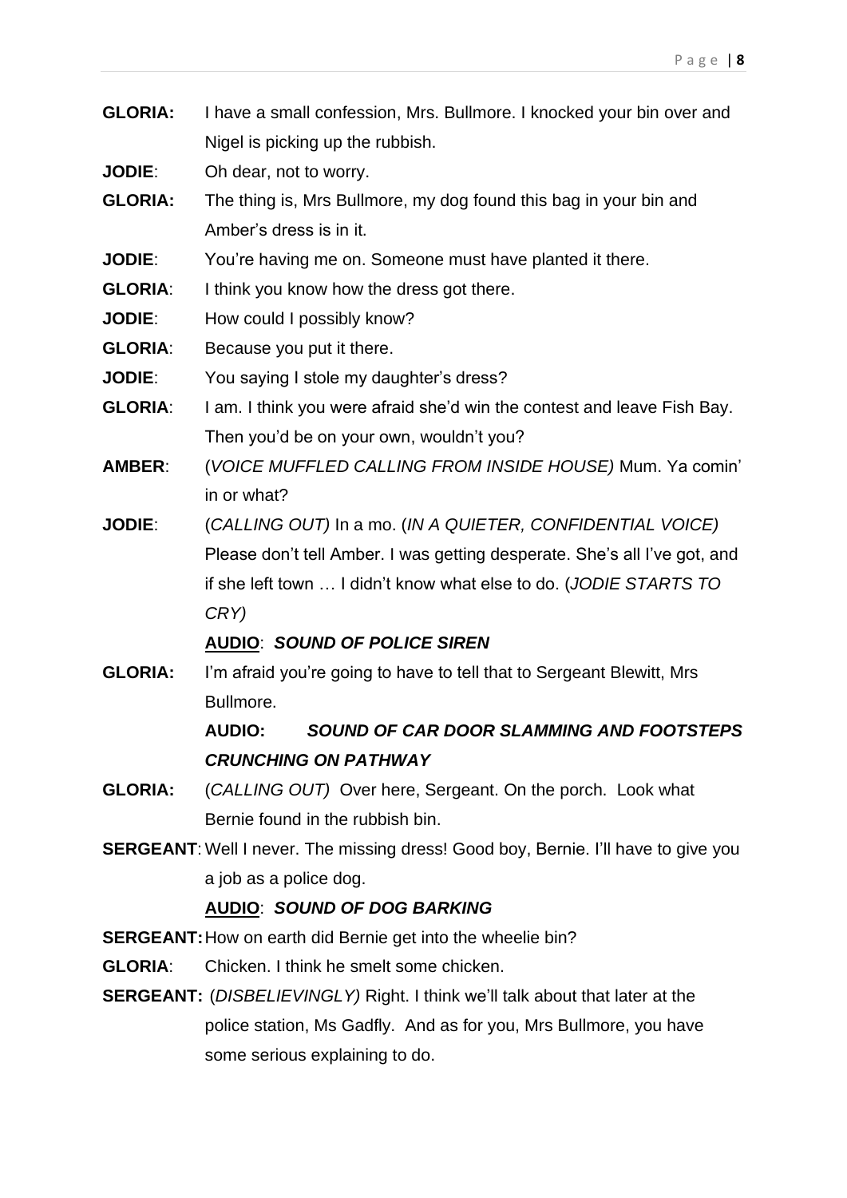**GLORIA:** I have a small confession, Mrs. Bullmore. I knocked your bin over and Nigel is picking up the rubbish.

**JODIE**: Oh dear, not to worry.

**GLORIA:** The thing is, Mrs Bullmore, my dog found this bag in your bin and Amber's dress is in it.

**JODIE**: You're having me on. Someone must have planted it there.

**GLORIA**: I think you know how the dress got there.

**JODIE**: How could I possibly know?

**GLORIA**: Because you put it there.

**JODIE**: You saying I stole my daughter's dress?

**GLORIA**: I am. I think you were afraid she'd win the contest and leave Fish Bay. Then you'd be on your own, wouldn't you?

**AMBER**: (*VOICE MUFFLED CALLING FROM INSIDE HOUSE)* Mum. Ya comin' in or what?

**JODIE**: (*CALLING OUT)* In a mo. (*IN A QUIETER, CONFIDENTIAL VOICE)* Please don't tell Amber. I was getting desperate. She's all I've got, and if she left town … I didn't know what else to do. (*JODIE STARTS TO CRY)*

**AUDIO**: ***SOUND OF POLICE SIREN***

**GLORIA:** I'm afraid you're going to have to tell that to Sergeant Blewitt, Mrs Bullmore.

**AUDIO:** ***SOUND OF CAR DOOR SLAMMING AND FOOTSTEPS CRUNCHING ON PATHWAY***

**GLORIA:** (*CALLING OUT)* Over here, Sergeant. On the porch. Look what Bernie found in the rubbish bin.

**SERGEANT**: Well I never. The missing dress! Good boy, Bernie. I'll have to give you a job as a police dog.

**AUDIO**: ***SOUND OF DOG BARKING***

**SERGEANT:** How on earth did Bernie get into the wheelie bin?

**GLORIA**: Chicken. I think he smelt some chicken.

**SERGEANT:** (*DISBELIEVINGLY)* Right. I think we'll talk about that later at the police station, Ms Gadfly. And as for you, Mrs Bullmore, you have some serious explaining to do.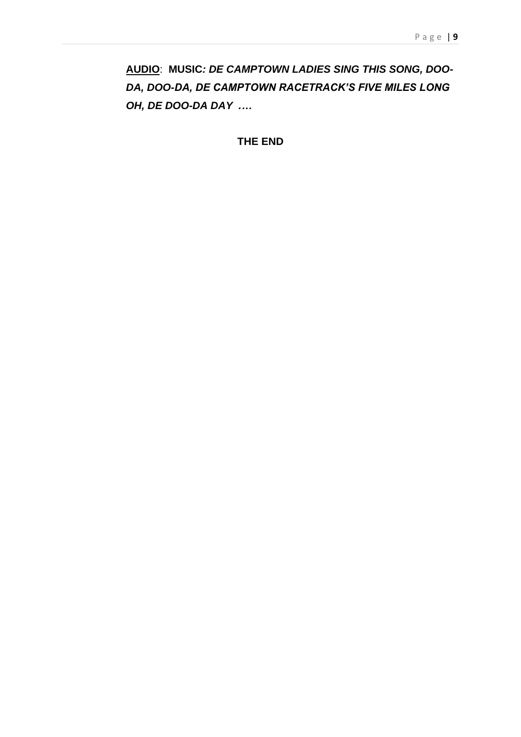**<u>AUDIO</u>**: **MUSIC*: DE CAMPTOWN LADIES SING THIS SONG, DOO-DA, DOO-DA, DE CAMPTOWN RACETRACK'S FIVE MILES LONG OH, DE DOO-DA DAY ….***

**THE END**